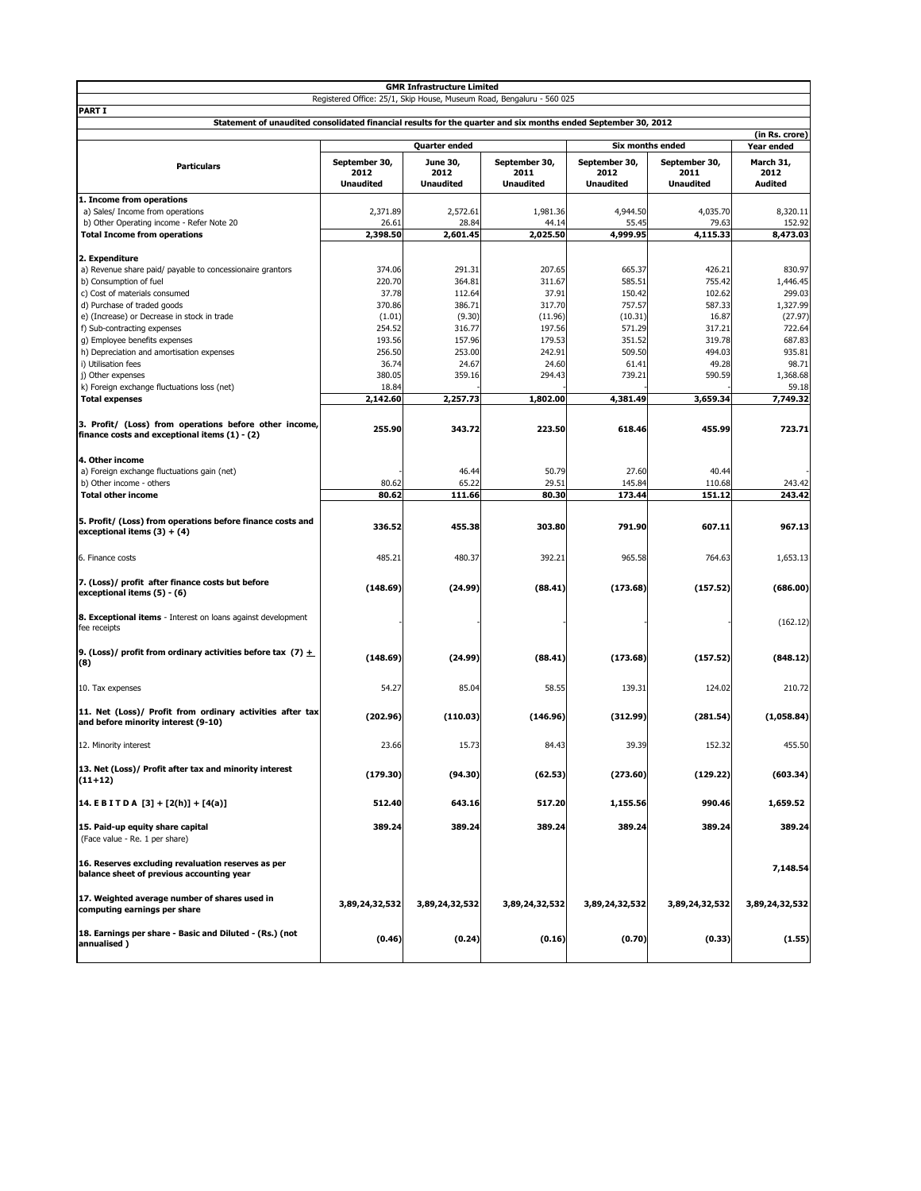**GMR Infrastructure Limited**

Registered Office: 25/1, Skip House, Museum Road, Bengaluru - 560 025

**PART I**

**Statement of unaudited consolidated financial results for the quarter and six months ended September 30, 2012**

(in Rs. crore)

| Particulars | Quarter ended | | | Six months ended | | Year ended |
|---|---|---|---|---|---|---|
| | September 30, 2012 Unaudited | June 30, 2012 Unaudited | September 30, 2011 Unaudited | September 30, 2012 Unaudited | September 30, 2011 Unaudited | March 31, 2012 Audited |
| **1. Income from operations** | | | | | | |
| a) Sales/ Income from operations | 2,371.89 | 2,572.61 | 1,981.36 | 4,944.50 | 4,035.70 | 8,320.11 |
| b) Other Operating income - Refer Note 20 | 26.61 | 28.84 | 44.14 | 55.45 | 79.63 | 152.92 |
| **Total Income from operations** | **2,398.50** | **2,601.45** | **2,025.50** | **4,999.95** | **4,115.33** | **8,473.03** |
| **2. Expenditure** | | | | | | |
| a) Revenue share paid/ payable to concessionaire grantors | 374.06 | 291.31 | 207.65 | 665.37 | 426.21 | 830.97 |
| b) Consumption of fuel | 220.70 | 364.81 | 311.67 | 585.51 | 755.42 | 1,446.45 |
| c) Cost of materials consumed | 37.78 | 112.64 | 37.91 | 150.42 | 102.62 | 299.03 |
| d) Purchase of traded goods | 370.86 | 386.71 | 317.70 | 757.57 | 587.33 | 1,327.99 |
| e) (Increase) or Decrease in stock in trade | (1.01) | (9.30) | (11.96) | (10.31) | 16.87 | (27.97) |
| f) Sub-contracting expenses | 254.52 | 316.77 | 197.56 | 571.29 | 317.21 | 722.64 |
| g) Employee benefits expenses | 193.56 | 157.96 | 179.53 | 351.52 | 319.78 | 687.83 |
| h) Depreciation and amortisation expenses | 256.50 | 253.00 | 242.91 | 509.50 | 494.03 | 935.81 |
| i) Utilisation fees | 36.74 | 24.67 | 24.60 | 61.41 | 49.28 | 98.71 |
| j) Other expenses | 380.05 | 359.16 | 294.43 | 739.21 | 590.59 | 1,368.68 |
| k) Foreign exchange fluctuations loss (net) | 18.84 | - | - | - | - | 59.18 |
| **Total expenses** | **2,142.60** | **2,257.73** | **1,802.00** | **4,381.49** | **3,659.34** | **7,749.32** |
| **3. Profit/ (Loss) from operations before other income, finance costs and exceptional items (1) - (2)** | **255.90** | **343.72** | **223.50** | **618.46** | **455.99** | **723.71** |
| **4. Other income** | | | | | | |
| a) Foreign exchange fluctuations gain (net) | - | 46.44 | 50.79 | 27.60 | 40.44 | - |
| b) Other income - others | 80.62 | 65.22 | 29.51 | 145.84 | 110.68 | 243.42 |
| **Total other income** | **80.62** | **111.66** | **80.30** | **173.44** | **151.12** | **243.42** |
| **5. Profit/ (Loss) from operations before finance costs and exceptional items (3) + (4)** | **336.52** | **455.38** | **303.80** | **791.90** | **607.11** | **967.13** |
| 6. Finance costs | 485.21 | 480.37 | 392.21 | 965.58 | 764.63 | 1,653.13 |
| **7. (Loss)/ profit after finance costs but before exceptional items (5) - (6)** | **(148.69)** | **(24.99)** | **(88.41)** | **(173.68)** | **(157.52)** | **(686.00)** |
| **8. Exceptional items** - Interest on loans against development fee receipts | - | - | - | - | - | (162.12) |
| **9. (Loss)/ profit from ordinary activities before tax (7) ± (8)** | **(148.69)** | **(24.99)** | **(88.41)** | **(173.68)** | **(157.52)** | **(848.12)** |
| 10. Tax expenses | 54.27 | 85.04 | 58.55 | 139.31 | 124.02 | 210.72 |
| **11. Net (Loss)/ Profit from ordinary activities after tax and before minority interest (9-10)** | **(202.96)** | **(110.03)** | **(146.96)** | **(312.99)** | **(281.54)** | **(1,058.84)** |
| 12. Minority interest | 23.66 | 15.73 | 84.43 | 39.39 | 152.32 | 455.50 |
| **13. Net (Loss)/ Profit after tax and minority interest (11+12)** | **(179.30)** | **(94.30)** | **(62.53)** | **(273.60)** | **(129.22)** | **(603.34)** |
| **14. E B I T D A [3] + [2(h)] + [4(a)]** | **512.40** | **643.16** | **517.20** | **1,155.56** | **990.46** | **1,659.52** |
| **15. Paid-up equity share capital** (Face value - Re. 1 per share) | **389.24** | **389.24** | **389.24** | **389.24** | **389.24** | **389.24** |
| **16. Reserves excluding revaluation reserves as per balance sheet of previous accounting year** | | | | | | **7,148.54** |
| **17. Weighted average number of shares used in computing earnings per share** | **3,89,24,32,532** | **3,89,24,32,532** | **3,89,24,32,532** | **3,89,24,32,532** | **3,89,24,32,532** | **3,89,24,32,532** |
| **18. Earnings per share - Basic and Diluted - (Rs.) (not annualised )** | **(0.46)** | **(0.24)** | **(0.16)** | **(0.70)** | **(0.33)** | **(1.55)** |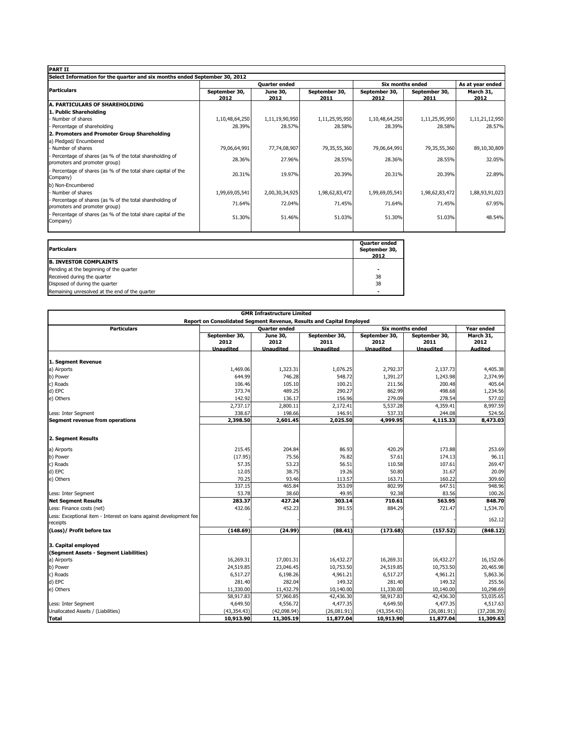**PART II**

**Select Information for the quarter and six months ended September 30, 2012**

| Particulars | Quarter ended | | | Six months ended | | As at year ended |
|---|---|---|---|---|---|---|
| | September 30, 2012 | June 30, 2012 | September 30, 2011 | September 30, 2012 | September 30, 2011 | March 31, 2012 |
| **A. PARTICULARS OF SHAREHOLDING** | | | | | | |
| **1. Public Shareholding** | | | | | | |
| - Number of shares | 1,10,48,64,250 | 1,11,19,90,950 | 1,11,25,95,950 | 1,10,48,64,250 | 1,11,25,95,950 | 1,11,21,12,950 |
| - Percentage of shareholding | 28.39% | 28.57% | 28.58% | 28.39% | 28.58% | 28.57% |
| **2. Promoters and Promoter Group Shareholding** | | | | | | |
| a) Pledged/ Encumbered | | | | | | |
| - Number of shares | 79,06,64,991 | 77,74,08,907 | 79,35,55,360 | 79,06,64,991 | 79,35,55,360 | 89,10,30,809 |
| - Percentage of shares (as % of the total shareholding of promoters and promoter group) | 28.36% | 27.96% | 28.55% | 28.36% | 28.55% | 32.05% |
| - Percentage of shares (as % of the total share capital of the Company) | 20.31% | 19.97% | 20.39% | 20.31% | 20.39% | 22.89% |
| b) Non-Encumbered | | | | | | |
| - Number of shares | 1,99,69,05,541 | 2,00,30,34,925 | 1,98,62,83,472 | 1,99,69,05,541 | 1,98,62,83,472 | 1,88,93,91,023 |
| - Percentage of shares (as % of the total shareholding of promoters and promoter group) | 71.64% | 72.04% | 71.45% | 71.64% | 71.45% | 67.95% |
| - Percentage of shares (as % of the total share capital of the Company) | 51.30% | 51.46% | 51.03% | 51.30% | 51.03% | 48.54% |

| Particulars | Quarter ended September 30, 2012 |
|---|---|
| **B. INVESTOR COMPLAINTS** | |
| Pending at the beginning of the quarter | - |
| Received during the quarter | 38 |
| Disposed of during the quarter | 38 |
| Remaining unresolved at the end of the quarter | - |

**GMR Infrastructure Limited**

**Report on Consolidated Segment Revenue, Results and Capital Employed**

| Particulars | Quarter ended | | | Six months ended | | Year ended |
|---|---|---|---|---|---|---|
| | September 30, 2012 Unaudited | June 30, 2012 Unaudited | September 30, 2011 Unaudited | September 30, 2012 Unaudited | September 30, 2011 Unaudited | March 31, 2012 Audited |
| **1. Segment Revenue** | | | | | | |
| a) Airports | 1,469.06 | 1,323.31 | 1,076.25 | 2,792.37 | 2,137.73 | 4,405.38 |
| b) Power | 644.99 | 746.28 | 548.72 | 1,391.27 | 1,243.98 | 2,374.99 |
| c) Roads | 106.46 | 105.10 | 100.21 | 211.56 | 200.48 | 405.64 |
| d) EPC | 373.74 | 489.25 | 290.27 | 862.99 | 498.68 | 1,234.56 |
| e) Others | 142.92 | 136.17 | 156.96 | 279.09 | 278.54 | 577.02 |
| | 2,737.17 | 2,800.11 | 2,172.41 | 5,537.28 | 4,359.41 | 8,997.59 |
| Less: Inter Segment | 338.67 | 198.66 | 146.91 | 537.33 | 244.08 | 524.56 |
| **Segment revenue from operations** | **2,398.50** | **2,601.45** | **2,025.50** | **4,999.95** | **4,115.33** | **8,473.03** |
| **2. Segment Results** | | | | | | |
| a) Airports | 215.45 | 204.84 | 86.93 | 420.29 | 173.88 | 253.69 |
| b) Power | (17.95) | 75.56 | 76.82 | 57.61 | 174.13 | 96.11 |
| c) Roads | 57.35 | 53.23 | 56.51 | 110.58 | 107.61 | 269.47 |
| d) EPC | 12.05 | 38.75 | 19.26 | 50.80 | 31.67 | 20.09 |
| e) Others | 70.25 | 93.46 | 113.57 | 163.71 | 160.22 | 309.60 |
| | 337.15 | 465.84 | 353.09 | 802.99 | 647.51 | 948.96 |
| Less: Inter Segment | 53.78 | 38.60 | 49.95 | 92.38 | 83.56 | 100.26 |
| **Net Segment Results** | **283.37** | **427.24** | **303.14** | **710.61** | **563.95** | **848.70** |
| Less: Finance costs (net) | 432.06 | 452.23 | 391.55 | 884.29 | 721.47 | 1,534.70 |
| Less: Exceptional item - Interest on loans against development fee receipts | - | - | - | - | - | 162.12 |
| **(Loss)/ Profit before tax** | **(148.69)** | **(24.99)** | **(88.41)** | **(173.68)** | **(157.52)** | **(848.12)** |
| **3. Capital employed** | | | | | | |
| **(Segment Assets - Segment Liabilities)** | | | | | | |
| a) Airports | 16,269.31 | 17,001.31 | 16,432.27 | 16,269.31 | 16,432.27 | 16,152.06 |
| b) Power | 24,519.85 | 23,046.45 | 10,753.50 | 24,519.85 | 10,753.50 | 20,465.98 |
| c) Roads | 6,517.27 | 6,198.26 | 4,961.21 | 6,517.27 | 4,961.21 | 5,863.36 |
| d) EPC | 281.40 | 282.04 | 149.32 | 281.40 | 149.32 | 255.56 |
| e) Others | 11,330.00 | 11,432.79 | 10,140.00 | 11,330.00 | 10,140.00 | 10,298.69 |
| | 58,917.83 | 57,960.85 | 42,436.30 | 58,917.83 | 42,436.30 | 53,035.65 |
| Less: Inter Segment | 4,649.50 | 4,556.72 | 4,477.35 | 4,649.50 | 4,477.35 | 4,517.63 |
| Unallocated Assets / (Liabilities) | (43,354.43) | (42,098.94) | (26,081.91) | (43,354.43) | (26,081.91) | (37,208.39) |
| **Total** | **10,913.90** | **11,305.19** | **11,877.04** | **10,913.90** | **11,877.04** | **11,309.63** |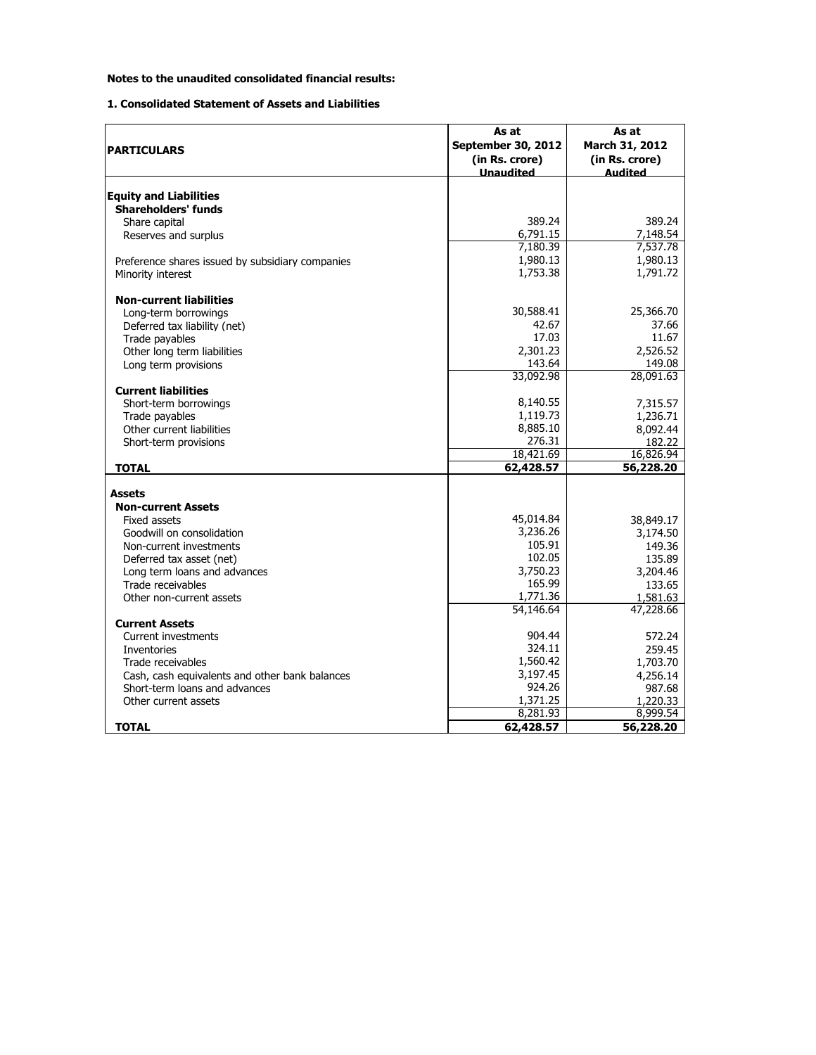**Notes to the unaudited consolidated financial results:**

**1. Consolidated Statement of Assets and Liabilities**

| PARTICULARS | As at September 30, 2012 (in Rs. crore) Unaudited | As at March 31, 2012 (in Rs. crore) Audited |
|---|---|---|
| **Equity and Liabilities** | | |
| **Shareholders' funds** | | |
| Share capital | 389.24 | 389.24 |
| Reserves and surplus | 6,791.15 | 7,148.54 |
| | 7,180.39 | 7,537.78 |
| Preference shares issued by subsidiary companies | 1,980.13 | 1,980.13 |
| Minority interest | 1,753.38 | 1,791.72 |
| **Non-current liabilities** | | |
| Long-term borrowings | 30,588.41 | 25,366.70 |
| Deferred tax liability (net) | 42.67 | 37.66 |
| Trade payables | 17.03 | 11.67 |
| Other long term liabilities | 2,301.23 | 2,526.52 |
| Long term provisions | 143.64 | 149.08 |
| | 33,092.98 | 28,091.63 |
| **Current liabilities** | | |
| Short-term borrowings | 8,140.55 | 7,315.57 |
| Trade payables | 1,119.73 | 1,236.71 |
| Other current liabilities | 8,885.10 | 8,092.44 |
| Short-term provisions | 276.31 | 182.22 |
| | 18,421.69 | 16,826.94 |
| **TOTAL** | **62,428.57** | **56,228.20** |
| **Assets** | | |
| **Non-current Assets** | | |
| Fixed assets | 45,014.84 | 38,849.17 |
| Goodwill on consolidation | 3,236.26 | 3,174.50 |
| Non-current investments | 105.91 | 149.36 |
| Deferred tax asset (net) | 102.05 | 135.89 |
| Long term loans and advances | 3,750.23 | 3,204.46 |
| Trade receivables | 165.99 | 133.65 |
| Other non-current assets | 1,771.36 | 1,581.63 |
| | 54,146.64 | 47,228.66 |
| **Current Assets** | | |
| Current investments | 904.44 | 572.24 |
| Inventories | 324.11 | 259.45 |
| Trade receivables | 1,560.42 | 1,703.70 |
| Cash, cash equivalents and other bank balances | 3,197.45 | 4,256.14 |
| Short-term loans and advances | 924.26 | 987.68 |
| Other current assets | 1,371.25 | 1,220.33 |
| | 8,281.93 | 8,999.54 |
| **TOTAL** | **62,428.57** | **56,228.20** |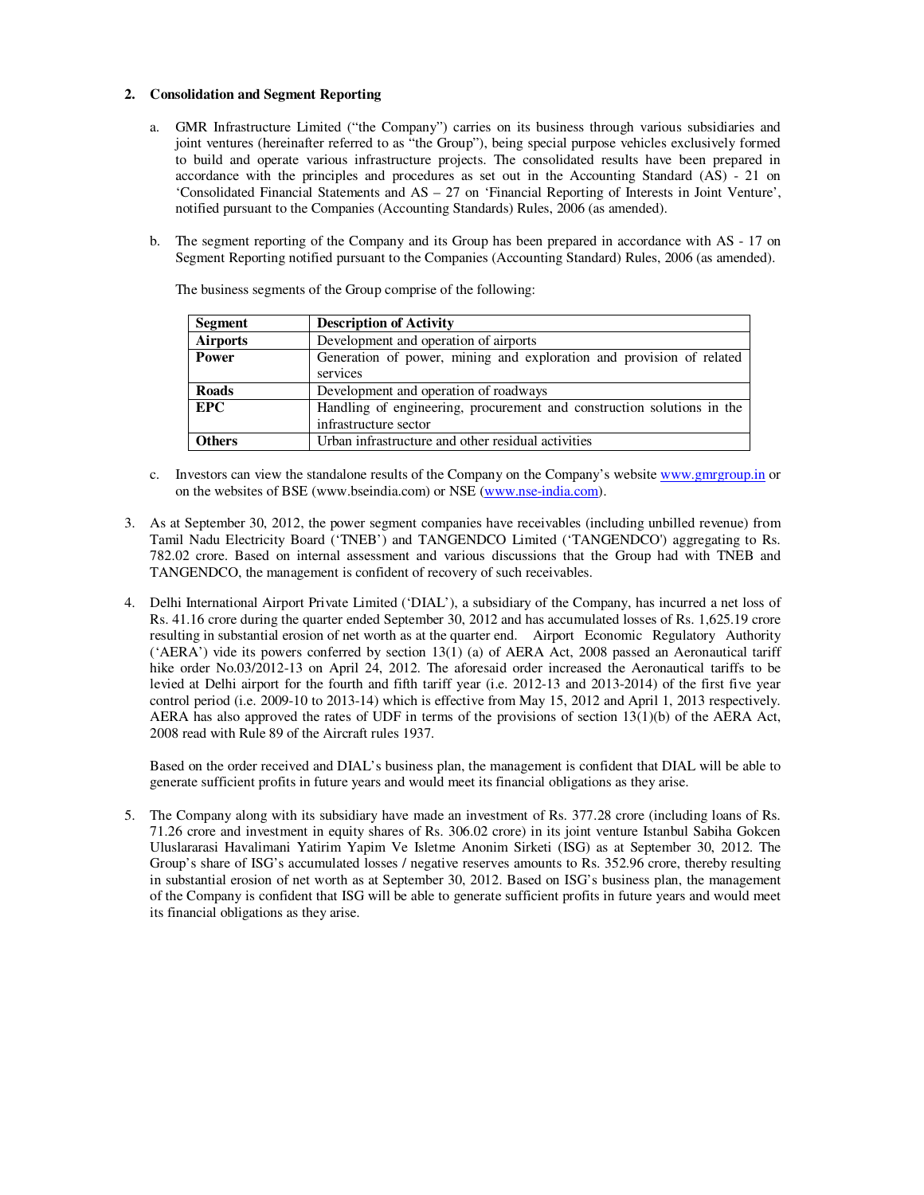2. **Consolidation and Segment Reporting**

   a. GMR Infrastructure Limited ("the Company") carries on its business through various subsidiaries and joint ventures (hereinafter referred to as "the Group"), being special purpose vehicles exclusively formed to build and operate various infrastructure projects. The consolidated results have been prepared in accordance with the principles and procedures as set out in the Accounting Standard (AS) - 21 on 'Consolidated Financial Statements and AS – 27 on 'Financial Reporting of Interests in Joint Venture', notified pursuant to the Companies (Accounting Standards) Rules, 2006 (as amended).

   b. The segment reporting of the Company and its Group has been prepared in accordance with AS - 17 on Segment Reporting notified pursuant to the Companies (Accounting Standard) Rules, 2006 (as amended).

      The business segments of the Group comprise of the following:

| Segment | Description of Activity |
|---|---|
| **Airports** | Development and operation of airports |
| **Power** | Generation of power, mining and exploration and provision of related services |
| **Roads** | Development and operation of roadways |
| **EPC** | Handling of engineering, procurement and construction solutions in the infrastructure sector |
| **Others** | Urban infrastructure and other residual activities |

   c. Investors can view the standalone results of the Company on the Company's website www.gmrgroup.in or on the websites of BSE (www.bseindia.com) or NSE (www.nse-india.com).

3. As at September 30, 2012, the power segment companies have receivables (including unbilled revenue) from Tamil Nadu Electricity Board ('TNEB') and TANGENDCO Limited ('TANGENDCO') aggregating to Rs. 782.02 crore. Based on internal assessment and various discussions that the Group had with TNEB and TANGENDCO, the management is confident of recovery of such receivables.

4. Delhi International Airport Private Limited ('DIAL'), a subsidiary of the Company, has incurred a net loss of Rs. 41.16 crore during the quarter ended September 30, 2012 and has accumulated losses of Rs. 1,625.19 crore resulting in substantial erosion of net worth as at the quarter end. Airport Economic Regulatory Authority ('AERA') vide its powers conferred by section 13(1) (a) of AERA Act, 2008 passed an Aeronautical tariff hike order No.03/2012-13 on April 24, 2012. The aforesaid order increased the Aeronautical tariffs to be levied at Delhi airport for the fourth and fifth tariff year (i.e. 2012-13 and 2013-2014) of the first five year control period (i.e. 2009-10 to 2013-14) which is effective from May 15, 2012 and April 1, 2013 respectively. AERA has also approved the rates of UDF in terms of the provisions of section 13(1)(b) of the AERA Act, 2008 read with Rule 89 of the Aircraft rules 1937.

   Based on the order received and DIAL's business plan, the management is confident that DIAL will be able to generate sufficient profits in future years and would meet its financial obligations as they arise.

5. The Company along with its subsidiary have made an investment of Rs. 377.28 crore (including loans of Rs. 71.26 crore and investment in equity shares of Rs. 306.02 crore) in its joint venture Istanbul Sabiha Gokcen Uluslararasi Havalimani Yatirim Yapim Ve Isletme Anonim Sirketi (ISG) as at September 30, 2012. The Group's share of ISG's accumulated losses / negative reserves amounts to Rs. 352.96 crore, thereby resulting in substantial erosion of net worth as at September 30, 2012. Based on ISG's business plan, the management of the Company is confident that ISG will be able to generate sufficient profits in future years and would meet its financial obligations as they arise.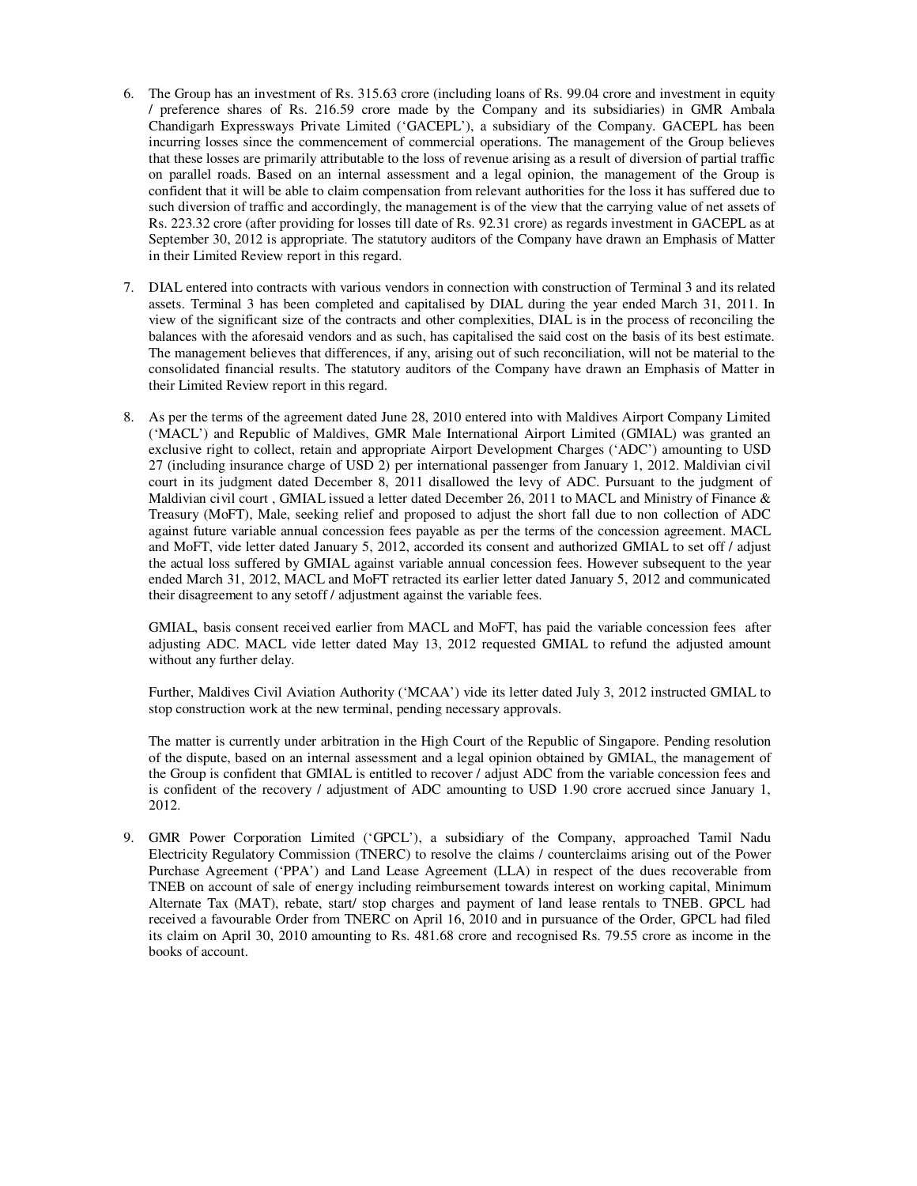6. The Group has an investment of Rs. 315.63 crore (including loans of Rs. 99.04 crore and investment in equity / preference shares of Rs. 216.59 crore made by the Company and its subsidiaries) in GMR Ambala Chandigarh Expressways Private Limited ('GACEPL'), a subsidiary of the Company. GACEPL has been incurring losses since the commencement of commercial operations. The management of the Group believes that these losses are primarily attributable to the loss of revenue arising as a result of diversion of partial traffic on parallel roads. Based on an internal assessment and a legal opinion, the management of the Group is confident that it will be able to claim compensation from relevant authorities for the loss it has suffered due to such diversion of traffic and accordingly, the management is of the view that the carrying value of net assets of Rs. 223.32 crore (after providing for losses till date of Rs. 92.31 crore) as regards investment in GACEPL as at September 30, 2012 is appropriate. The statutory auditors of the Company have drawn an Emphasis of Matter in their Limited Review report in this regard.

7. DIAL entered into contracts with various vendors in connection with construction of Terminal 3 and its related assets. Terminal 3 has been completed and capitalised by DIAL during the year ended March 31, 2011. In view of the significant size of the contracts and other complexities, DIAL is in the process of reconciling the balances with the aforesaid vendors and as such, has capitalised the said cost on the basis of its best estimate. The management believes that differences, if any, arising out of such reconciliation, will not be material to the consolidated financial results. The statutory auditors of the Company have drawn an Emphasis of Matter in their Limited Review report in this regard.

8. As per the terms of the agreement dated June 28, 2010 entered into with Maldives Airport Company Limited ('MACL') and Republic of Maldives, GMR Male International Airport Limited (GMIAL) was granted an exclusive right to collect, retain and appropriate Airport Development Charges ('ADC') amounting to USD 27 (including insurance charge of USD 2) per international passenger from January 1, 2012. Maldivian civil court in its judgment dated December 8, 2011 disallowed the levy of ADC. Pursuant to the judgment of Maldivian civil court , GMIAL issued a letter dated December 26, 2011 to MACL and Ministry of Finance & Treasury (MoFT), Male, seeking relief and proposed to adjust the short fall due to non collection of ADC against future variable annual concession fees payable as per the terms of the concession agreement. MACL and MoFT, vide letter dated January 5, 2012, accorded its consent and authorized GMIAL to set off / adjust the actual loss suffered by GMIAL against variable annual concession fees. However subsequent to the year ended March 31, 2012, MACL and MoFT retracted its earlier letter dated January 5, 2012 and communicated their disagreement to any setoff / adjustment against the variable fees.

   GMIAL, basis consent received earlier from MACL and MoFT, has paid the variable concession fees after adjusting ADC. MACL vide letter dated May 13, 2012 requested GMIAL to refund the adjusted amount without any further delay.

   Further, Maldives Civil Aviation Authority ('MCAA') vide its letter dated July 3, 2012 instructed GMIAL to stop construction work at the new terminal, pending necessary approvals.

   The matter is currently under arbitration in the High Court of the Republic of Singapore. Pending resolution of the dispute, based on an internal assessment and a legal opinion obtained by GMIAL, the management of the Group is confident that GMIAL is entitled to recover / adjust ADC from the variable concession fees and is confident of the recovery / adjustment of ADC amounting to USD 1.90 crore accrued since January 1, 2012.

9. GMR Power Corporation Limited ('GPCL'), a subsidiary of the Company, approached Tamil Nadu Electricity Regulatory Commission (TNERC) to resolve the claims / counterclaims arising out of the Power Purchase Agreement ('PPA') and Land Lease Agreement (LLA) in respect of the dues recoverable from TNEB on account of sale of energy including reimbursement towards interest on working capital, Minimum Alternate Tax (MAT), rebate, start/ stop charges and payment of land lease rentals to TNEB. GPCL had received a favourable Order from TNERC on April 16, 2010 and in pursuance of the Order, GPCL had filed its claim on April 30, 2010 amounting to Rs. 481.68 crore and recognised Rs. 79.55 crore as income in the books of account.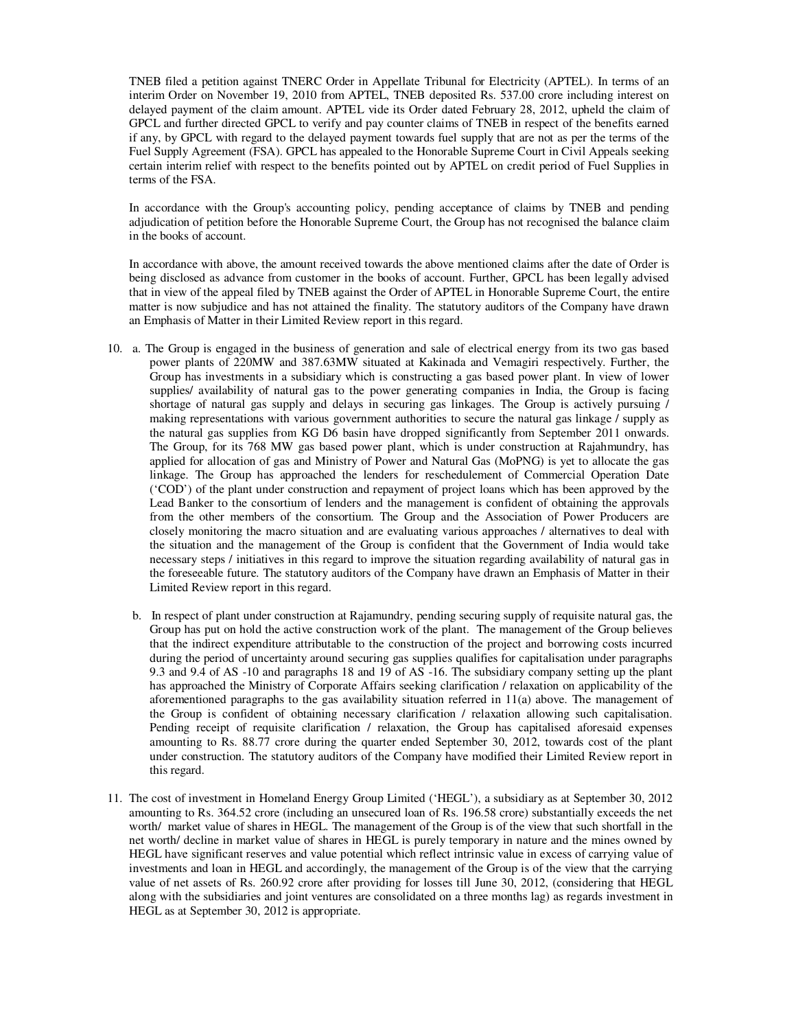TNEB filed a petition against TNERC Order in Appellate Tribunal for Electricity (APTEL). In terms of an interim Order on November 19, 2010 from APTEL, TNEB deposited Rs. 537.00 crore including interest on delayed payment of the claim amount. APTEL vide its Order dated February 28, 2012, upheld the claim of GPCL and further directed GPCL to verify and pay counter claims of TNEB in respect of the benefits earned if any, by GPCL with regard to the delayed payment towards fuel supply that are not as per the terms of the Fuel Supply Agreement (FSA). GPCL has appealed to the Honorable Supreme Court in Civil Appeals seeking certain interim relief with respect to the benefits pointed out by APTEL on credit period of Fuel Supplies in terms of the FSA.

In accordance with the Group's accounting policy, pending acceptance of claims by TNEB and pending adjudication of petition before the Honorable Supreme Court, the Group has not recognised the balance claim in the books of account.

In accordance with above, the amount received towards the above mentioned claims after the date of Order is being disclosed as advance from customer in the books of account. Further, GPCL has been legally advised that in view of the appeal filed by TNEB against the Order of APTEL in Honorable Supreme Court, the entire matter is now subjudice and has not attained the finality. The statutory auditors of the Company have drawn an Emphasis of Matter in their Limited Review report in this regard.

10. a. The Group is engaged in the business of generation and sale of electrical energy from its two gas based power plants of 220MW and 387.63MW situated at Kakinada and Vemagiri respectively. Further, the Group has investments in a subsidiary which is constructing a gas based power plant. In view of lower supplies/ availability of natural gas to the power generating companies in India, the Group is facing shortage of natural gas supply and delays in securing gas linkages. The Group is actively pursuing / making representations with various government authorities to secure the natural gas linkage / supply as the natural gas supplies from KG D6 basin have dropped significantly from September 2011 onwards. The Group, for its 768 MW gas based power plant, which is under construction at Rajahmundry, has applied for allocation of gas and Ministry of Power and Natural Gas (MoPNG) is yet to allocate the gas linkage. The Group has approached the lenders for reschedulement of Commercial Operation Date ('COD') of the plant under construction and repayment of project loans which has been approved by the Lead Banker to the consortium of lenders and the management is confident of obtaining the approvals from the other members of the consortium. The Group and the Association of Power Producers are closely monitoring the macro situation and are evaluating various approaches / alternatives to deal with the situation and the management of the Group is confident that the Government of India would take necessary steps / initiatives in this regard to improve the situation regarding availability of natural gas in the foreseeable future. The statutory auditors of the Company have drawn an Emphasis of Matter in their Limited Review report in this regard.

   b. In respect of plant under construction at Rajamundry, pending securing supply of requisite natural gas, the Group has put on hold the active construction work of the plant. The management of the Group believes that the indirect expenditure attributable to the construction of the project and borrowing costs incurred during the period of uncertainty around securing gas supplies qualifies for capitalisation under paragraphs 9.3 and 9.4 of AS -10 and paragraphs 18 and 19 of AS -16. The subsidiary company setting up the plant has approached the Ministry of Corporate Affairs seeking clarification / relaxation on applicability of the aforementioned paragraphs to the gas availability situation referred in 11(a) above. The management of the Group is confident of obtaining necessary clarification / relaxation allowing such capitalisation. Pending receipt of requisite clarification / relaxation, the Group has capitalised aforesaid expenses amounting to Rs. 88.77 crore during the quarter ended September 30, 2012, towards cost of the plant under construction. The statutory auditors of the Company have modified their Limited Review report in this regard.

11. The cost of investment in Homeland Energy Group Limited ('HEGL'), a subsidiary as at September 30, 2012 amounting to Rs. 364.52 crore (including an unsecured loan of Rs. 196.58 crore) substantially exceeds the net worth/ market value of shares in HEGL. The management of the Group is of the view that such shortfall in the net worth/ decline in market value of shares in HEGL is purely temporary in nature and the mines owned by HEGL have significant reserves and value potential which reflect intrinsic value in excess of carrying value of investments and loan in HEGL and accordingly, the management of the Group is of the view that the carrying value of net assets of Rs. 260.92 crore after providing for losses till June 30, 2012, (considering that HEGL along with the subsidiaries and joint ventures are consolidated on a three months lag) as regards investment in HEGL as at September 30, 2012 is appropriate.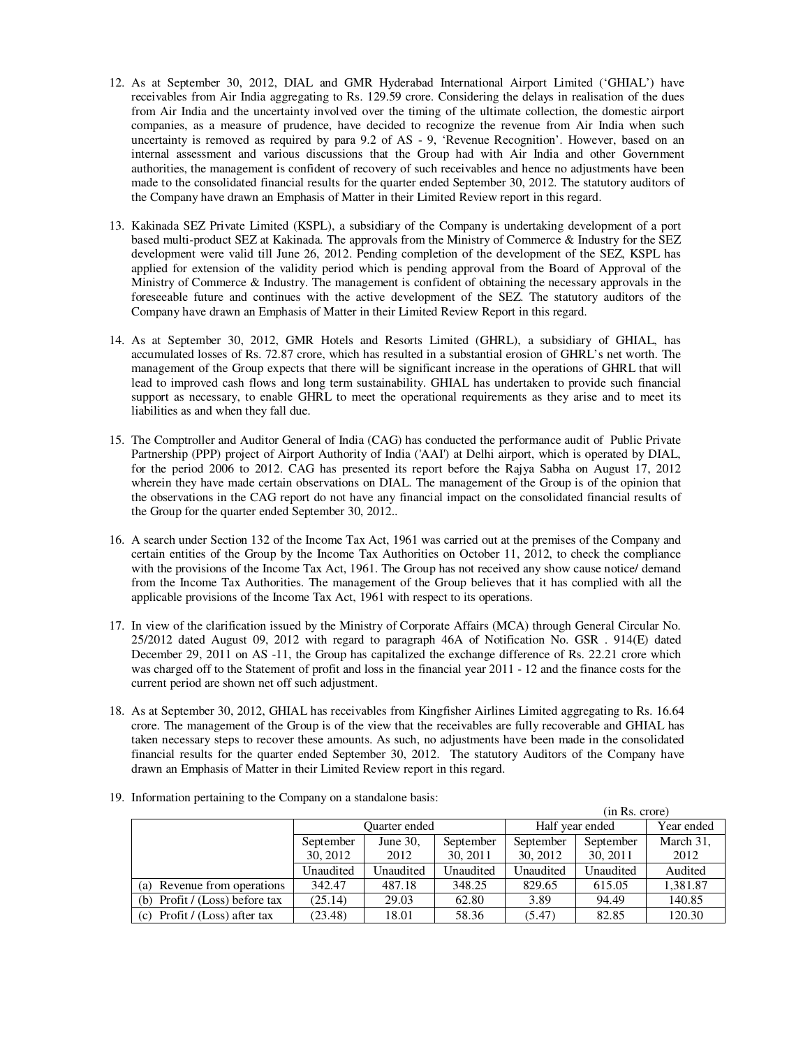12. As at September 30, 2012, DIAL and GMR Hyderabad International Airport Limited ('GHIAL') have receivables from Air India aggregating to Rs. 129.59 crore. Considering the delays in realisation of the dues from Air India and the uncertainty involved over the timing of the ultimate collection, the domestic airport companies, as a measure of prudence, have decided to recognize the revenue from Air India when such uncertainty is removed as required by para 9.2 of AS - 9, 'Revenue Recognition'. However, based on an internal assessment and various discussions that the Group had with Air India and other Government authorities, the management is confident of recovery of such receivables and hence no adjustments have been made to the consolidated financial results for the quarter ended September 30, 2012. The statutory auditors of the Company have drawn an Emphasis of Matter in their Limited Review report in this regard.

13. Kakinada SEZ Private Limited (KSPL), a subsidiary of the Company is undertaking development of a port based multi-product SEZ at Kakinada. The approvals from the Ministry of Commerce & Industry for the SEZ development were valid till June 26, 2012. Pending completion of the development of the SEZ, KSPL has applied for extension of the validity period which is pending approval from the Board of Approval of the Ministry of Commerce & Industry. The management is confident of obtaining the necessary approvals in the foreseeable future and continues with the active development of the SEZ. The statutory auditors of the Company have drawn an Emphasis of Matter in their Limited Review Report in this regard.

14. As at September 30, 2012, GMR Hotels and Resorts Limited (GHRL), a subsidiary of GHIAL, has accumulated losses of Rs. 72.87 crore, which has resulted in a substantial erosion of GHRL's net worth. The management of the Group expects that there will be significant increase in the operations of GHRL that will lead to improved cash flows and long term sustainability. GHIAL has undertaken to provide such financial support as necessary, to enable GHRL to meet the operational requirements as they arise and to meet its liabilities as and when they fall due.

15. The Comptroller and Auditor General of India (CAG) has conducted the performance audit of Public Private Partnership (PPP) project of Airport Authority of India ('AAI') at Delhi airport, which is operated by DIAL, for the period 2006 to 2012. CAG has presented its report before the Rajya Sabha on August 17, 2012 wherein they have made certain observations on DIAL. The management of the Group is of the opinion that the observations in the CAG report do not have any financial impact on the consolidated financial results of the Group for the quarter ended September 30, 2012..

16. A search under Section 132 of the Income Tax Act, 1961 was carried out at the premises of the Company and certain entities of the Group by the Income Tax Authorities on October 11, 2012, to check the compliance with the provisions of the Income Tax Act, 1961. The Group has not received any show cause notice/ demand from the Income Tax Authorities. The management of the Group believes that it has complied with all the applicable provisions of the Income Tax Act, 1961 with respect to its operations.

17. In view of the clarification issued by the Ministry of Corporate Affairs (MCA) through General Circular No. 25/2012 dated August 09, 2012 with regard to paragraph 46A of Notification No. GSR . 914(E) dated December 29, 2011 on AS -11, the Group has capitalized the exchange difference of Rs. 22.21 crore which was charged off to the Statement of profit and loss in the financial year 2011 - 12 and the finance costs for the current period are shown net off such adjustment.

18. As at September 30, 2012, GHIAL has receivables from Kingfisher Airlines Limited aggregating to Rs. 16.64 crore. The management of the Group is of the view that the receivables are fully recoverable and GHIAL has taken necessary steps to recover these amounts. As such, no adjustments have been made in the consolidated financial results for the quarter ended September 30, 2012. The statutory Auditors of the Company have drawn an Emphasis of Matter in their Limited Review report in this regard.

19. Information pertaining to the Company on a standalone basis:

(in Rs. crore)

| | Quarter ended | | | Half year ended | | Year ended |
|---|---|---|---|---|---|---|
| | September 30, 2012 | June 30, 2012 | September 30, 2011 | September 30, 2012 | September 30, 2011 | March 31, 2012 |
| | Unaudited | Unaudited | Unaudited | Unaudited | Unaudited | Audited |
| (a) Revenue from operations | 342.47 | 487.18 | 348.25 | 829.65 | 615.05 | 1,381.87 |
| (b) Profit / (Loss) before tax | (25.14) | 29.03 | 62.80 | 3.89 | 94.49 | 140.85 |
| (c) Profit / (Loss) after tax | (23.48) | 18.01 | 58.36 | (5.47) | 82.85 | 120.30 |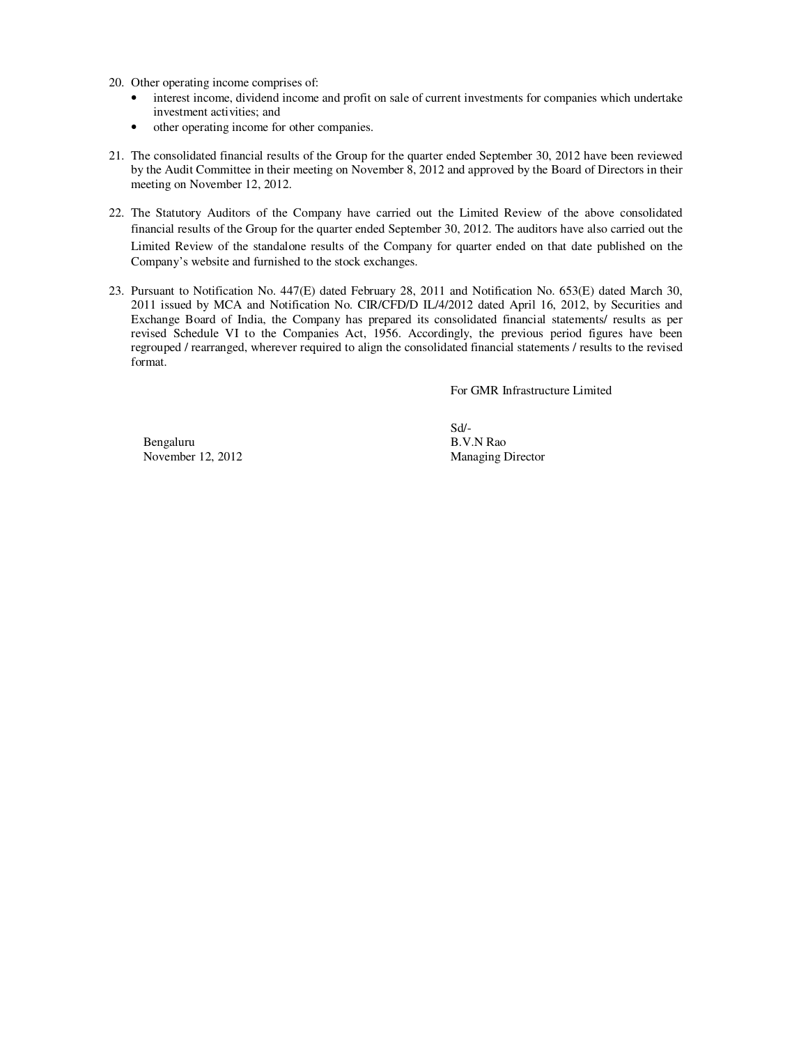20. Other operating income comprises of:
    - interest income, dividend income and profit on sale of current investments for companies which undertake investment activities; and
    - other operating income for other companies.

21. The consolidated financial results of the Group for the quarter ended September 30, 2012 have been reviewed by the Audit Committee in their meeting on November 8, 2012 and approved by the Board of Directors in their meeting on November 12, 2012.

22. The Statutory Auditors of the Company have carried out the Limited Review of the above consolidated financial results of the Group for the quarter ended September 30, 2012. The auditors have also carried out the Limited Review of the standalone results of the Company for quarter ended on that date published on the Company's website and furnished to the stock exchanges.

23. Pursuant to Notification No. 447(E) dated February 28, 2011 and Notification No. 653(E) dated March 30, 2011 issued by MCA and Notification No. CIR/CFD/D IL/4/2012 dated April 16, 2012, by Securities and Exchange Board of India, the Company has prepared its consolidated financial statements/ results as per revised Schedule VI to the Companies Act, 1956. Accordingly, the previous period figures have been regrouped / rearranged, wherever required to align the consolidated financial statements / results to the revised format.

For GMR Infrastructure Limited

Sd/-
B.V.N Rao
Managing Director

Bengaluru
November 12, 2012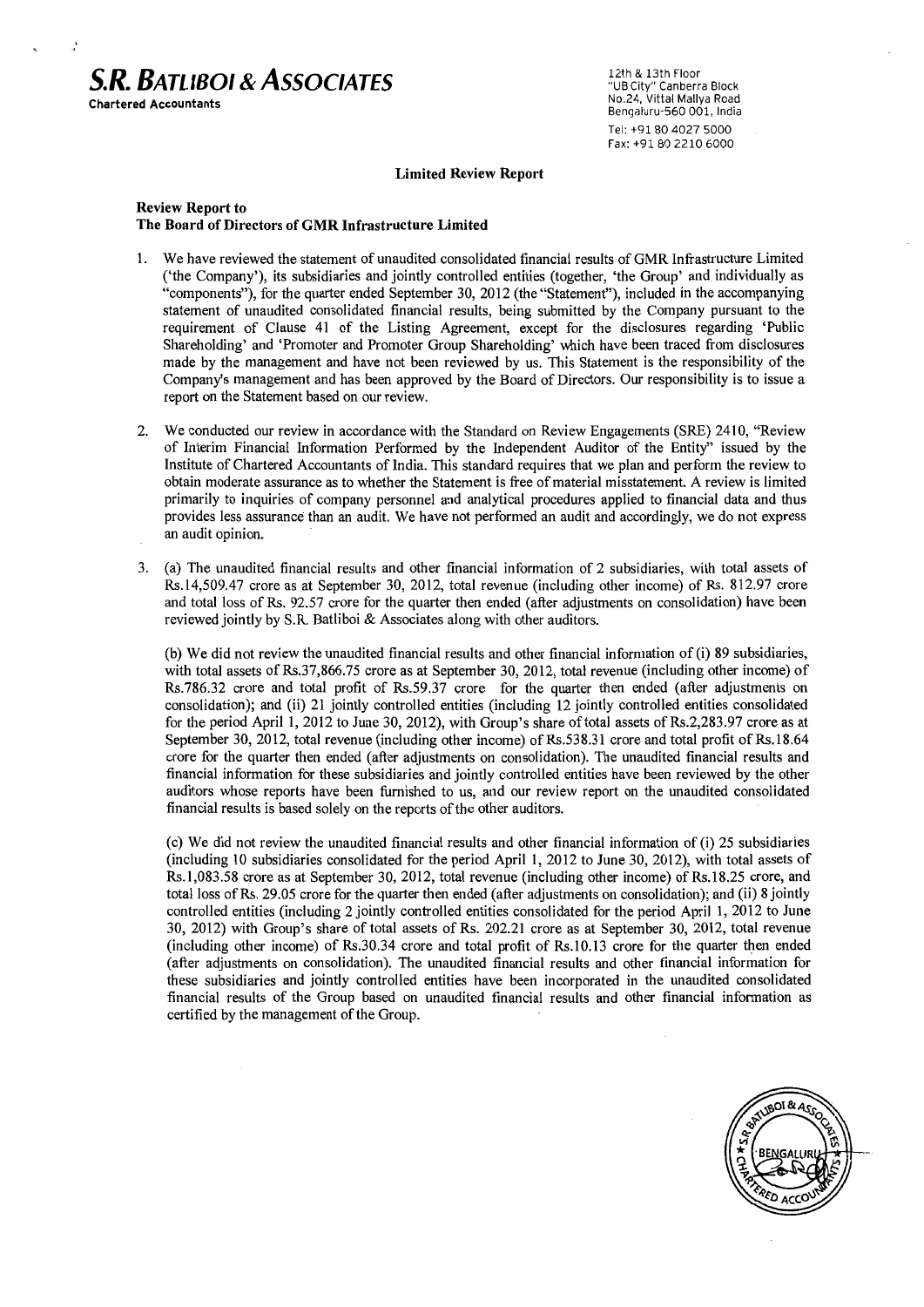**S.R. BATLIBOI & ASSOCIATES**
**Chartered Accountants**

12th & 13th Floor
"UB City" Canberra Block
No.24, Vittal Mallya Road
Bengaluru-560 001, India
Tel: +91 80 4027 5000
Fax: +91 80 2210 6000

## Limited Review Report

**Review Report to**
**The Board of Directors of GMR Infrastructure Limited**

1. We have reviewed the statement of unaudited consolidated financial results of GMR Infrastructure Limited ('the Company'), its subsidiaries and jointly controlled entities (together, 'the Group' and individually as "components"), for the quarter ended September 30, 2012 (the "Statement"), included in the accompanying statement of unaudited consolidated financial results, being submitted by the Company pursuant to the requirement of Clause 41 of the Listing Agreement, except for the disclosures regarding 'Public Shareholding' and 'Promoter and Promoter Group Shareholding' which have been traced from disclosures made by the management and have not been reviewed by us. This Statement is the responsibility of the Company's management and has been approved by the Board of Directors. Our responsibility is to issue a report on the Statement based on our review.

2. We conducted our review in accordance with the Standard on Review Engagements (SRE) 2410, "Review of Interim Financial Information Performed by the Independent Auditor of the Entity" issued by the Institute of Chartered Accountants of India. This standard requires that we plan and perform the review to obtain moderate assurance as to whether the Statement is free of material misstatement. A review is limited primarily to inquiries of company personnel and analytical procedures applied to financial data and thus provides less assurance than an audit. We have not performed an audit and accordingly, we do not express an audit opinion.

3. (a) The unaudited financial results and other financial information of 2 subsidiaries, with total assets of Rs.14,509.47 crore as at September 30, 2012, total revenue (including other income) of Rs. 812.97 crore and total loss of Rs. 92.57 crore for the quarter then ended (after adjustments on consolidation) have been reviewed jointly by S.R. Batliboi & Associates along with other auditors.

   (b) We did not review the unaudited financial results and other financial information of (i) 89 subsidiaries, with total assets of Rs.37,866.75 crore as at September 30, 2012, total revenue (including other income) of Rs.786.32 crore and total profit of Rs.59.37 crore for the quarter then ended (after adjustments on consolidation); and (ii) 21 jointly controlled entities (including 12 jointly controlled entities consolidated for the period April 1, 2012 to June 30, 2012), with Group's share of total assets of Rs.2,283.97 crore as at September 30, 2012, total revenue (including other income) of Rs.538.31 crore and total profit of Rs.18.64 crore for the quarter then ended (after adjustments on consolidation). The unaudited financial results and financial information for these subsidiaries and jointly controlled entities have been reviewed by the other auditors whose reports have been furnished to us, and our review report on the unaudited consolidated financial results is based solely on the reports of the other auditors.

   (c) We did not review the unaudited financial results and other financial information of (i) 25 subsidiaries (including 10 subsidiaries consolidated for the period April 1, 2012 to June 30, 2012), with total assets of Rs.1,083.58 crore as at September 30, 2012, total revenue (including other income) of Rs.18.25 crore, and total loss of Rs. 29.05 crore for the quarter then ended (after adjustments on consolidation); and (ii) 8 jointly controlled entities (including 2 jointly controlled entities consolidated for the period April 1, 2012 to June 30, 2012) with Group's share of total assets of Rs. 202.21 crore as at September 30, 2012, total revenue (including other income) of Rs.30.34 crore and total profit of Rs.10.13 crore for the quarter then ended (after adjustments on consolidation). The unaudited financial results and other financial information for these subsidiaries and jointly controlled entities have been incorporated in the unaudited consolidated financial results of the Group based on unaudited financial results and other financial information as certified by the management of the Group.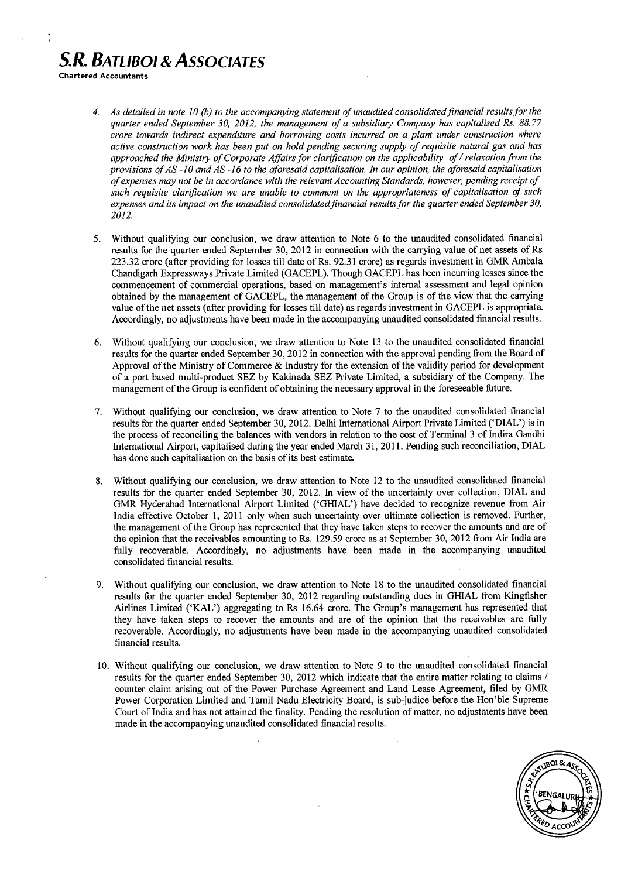# S.R. BATLIBOI & ASSOCIATES

**Chartered Accountants**

4. *As detailed in note 10 (b) to the accompanying statement of unaudited consolidated financial results for the quarter ended September 30, 2012, the management of a subsidiary Company has capitalised Rs. 88.77 crore towards indirect expenditure and borrowing costs incurred on a plant under construction where active construction work has been put on hold pending securing supply of requisite natural gas and has approached the Ministry of Corporate Affairs for clarification on the applicability of / relaxation from the provisions of AS -10 and AS -16 to the aforesaid capitalisation. In our opinion, the aforesaid capitalisation of expenses may not be in accordance with the relevant Accounting Standards, however, pending receipt of such requisite clarification we are unable to comment on the appropriateness of capitalisation of such expenses and its impact on the unaudited consolidated financial results for the quarter ended September 30, 2012.*

5. Without qualifying our conclusion, we draw attention to Note 6 to the unaudited consolidated financial results for the quarter ended September 30, 2012 in connection with the carrying value of net assets of Rs 223.32 crore (after providing for losses till date of Rs. 92.31 crore) as regards investment in GMR Ambala Chandigarh Expressways Private Limited (GACEPL). Though GACEPL has been incurring losses since the commencement of commercial operations, based on management's internal assessment and legal opinion obtained by the management of GACEPL, the management of the Group is of the view that the carrying value of the net assets (after providing for losses till date) as regards investment in GACEPL is appropriate. Accordingly, no adjustments have been made in the accompanying unaudited consolidated financial results.

6. Without qualifying our conclusion, we draw attention to Note 13 to the unaudited consolidated financial results for the quarter ended September 30, 2012 in connection with the approval pending from the Board of Approval of the Ministry of Commerce & Industry for the extension of the validity period for development of a port based multi-product SEZ by Kakinada SEZ Private Limited, a subsidiary of the Company. The management of the Group is confident of obtaining the necessary approval in the foreseeable future.

7. Without qualifying our conclusion, we draw attention to Note 7 to the unaudited consolidated financial results for the quarter ended September 30, 2012. Delhi International Airport Private Limited ('DIAL') is in the process of reconciling the balances with vendors in relation to the cost of Terminal 3 of Indira Gandhi International Airport, capitalised during the year ended March 31, 2011. Pending such reconciliation, DIAL has done such capitalisation on the basis of its best estimate.

8. Without qualifying our conclusion, we draw attention to Note 12 to the unaudited consolidated financial results for the quarter ended September 30, 2012. In view of the uncertainty over collection, DIAL and GMR Hyderabad International Airport Limited ('GHIAL') have decided to recognize revenue from Air India effective October 1, 2011 only when such uncertainty over ultimate collection is removed. Further, the management of the Group has represented that they have taken steps to recover the amounts and are of the opinion that the receivables amounting to Rs. 129.59 crore as at September 30, 2012 from Air India are fully recoverable. Accordingly, no adjustments have been made in the accompanying unaudited consolidated financial results.

9. Without qualifying our conclusion, we draw attention to Note 18 to the unaudited consolidated financial results for the quarter ended September 30, 2012 regarding outstanding dues in GHIAL from Kingfisher Airlines Limited ('KAL') aggregating to Rs 16.64 crore. The Group's management has represented that they have taken steps to recover the amounts and are of the opinion that the receivables are fully recoverable. Accordingly, no adjustments have been made in the accompanying unaudited consolidated financial results.

10. Without qualifying our conclusion, we draw attention to Note 9 to the unaudited consolidated financial results for the quarter ended September 30, 2012 which indicate that the entire matter relating to claims / counter claim arising out of the Power Purchase Agreement and Land Lease Agreement, filed by GMR Power Corporation Limited and Tamil Nadu Electricity Board, is sub-judice before the Hon'ble Supreme Court of India and has not attained the finality. Pending the resolution of matter, no adjustments have been made in the accompanying unaudited consolidated financial results.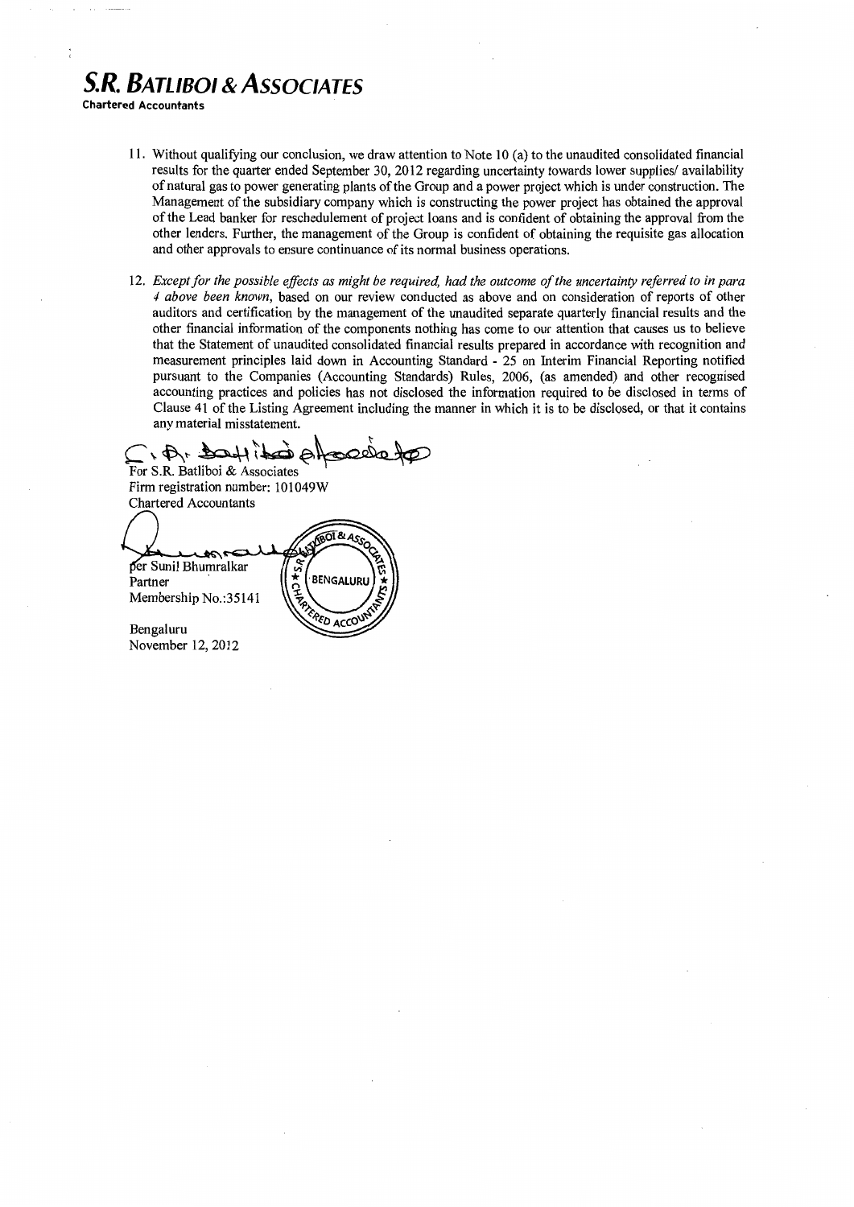**S.R. BATLIBOI & ASSOCIATES**
**Chartered Accountants**

11. Without qualifying our conclusion, we draw attention to Note 10 (a) to the unaudited consolidated financial results for the quarter ended September 30, 2012 regarding uncertainty towards lower supplies/ availability of natural gas to power generating plants of the Group and a power project which is under construction. The Management of the subsidiary company which is constructing the power project has obtained the approval of the Lead banker for reschedulement of project loans and is confident of obtaining the approval from the other lenders. Further, the management of the Group is confident of obtaining the requisite gas allocation and other approvals to ensure continuance of its normal business operations.

12. *Except for the possible effects as might be required, had the outcome of the uncertainty referred to in para 4 above been known,* based on our review conducted as above and on consideration of reports of other auditors and certification by the management of the unaudited separate quarterly financial results and the other financial information of the components nothing has come to our attention that causes us to believe that the Statement of unaudited consolidated financial results prepared in accordance with recognition and measurement principles laid down in Accounting Standard - 25 on Interim Financial Reporting notified pursuant to the Companies (Accounting Standards) Rules, 2006, (as amended) and other recognised accounting practices and policies has not disclosed the information required to be disclosed in terms of Clause 41 of the Listing Agreement including the manner in which it is to be disclosed, or that it contains any material misstatement.

For S.R. Batliboi & Associates
Firm registration number: 101049W
Chartered Accountants

per Sunil Bhumralkar
Partner
Membership No.:35141

Bengaluru
November 12, 2012